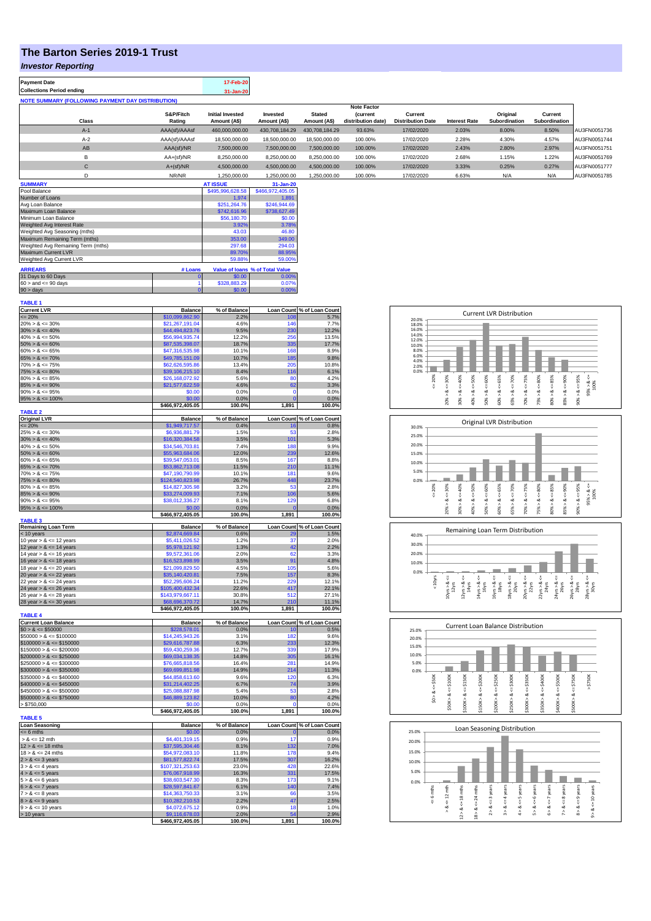# The Barton Series 2019-1 Trust

## *Investor Reporting*

| Payment Date | 17-Feb-20 |
|---|---|
| Collections Period ending | 31-Jan-20 |

**NOTE SUMMARY (FOLLOWING PAYMENT DAY DISTRIBUTION)**

| Class | S&P/Fitch Rating | Initial Invested Amount (A$) | Invested Amount (A$) | Stated Amount (A$) | Note Factor (current distribution date) | Current Distribution Date | Interest Rate | Original Subordination | Current Subordination | |
|---|---|---|---|---|---|---|---|---|---|---|
| A-1 | AAA(sf)/AAAsf | 460,000,000.00 | 430,708,184.29 | 430,708,184.29 | 93.63% | 17/02/2020 | 2.03% | 8.00% | 8.50% | AU3FN0051736 |
| A-2 | AAA(sf)/AAAsf | 18,500,000.00 | 18,500,000.00 | 18,500,000.00 | 100.00% | 17/02/2020 | 2.28% | 4.30% | 4.57% | AU3FN0051744 |
| AB | AAA(sf)/NR | 7,500,000.00 | 7,500,000.00 | 7,500,000.00 | 100.00% | 17/02/2020 | 2.43% | 2.80% | 2.97% | AU3FN0051751 |
| B | AA+(sf)/NR | 8,250,000.00 | 8,250,000.00 | 8,250,000.00 | 100.00% | 17/02/2020 | 2.68% | 1.15% | 1.22% | AU3FN0051769 |
| C | A+(sf)/NR | 4,500,000.00 | 4,500,000.00 | 4,500,000.00 | 100.00% | 17/02/2020 | 3.33% | 0.25% | 0.27% | AU3FN0051777 |
| D | NR/NR | 1,250,000.00 | 1,250,000.00 | 1,250,000.00 | 100.00% | 17/02/2020 | 6.63% | N/A | N/A | AU3FN0051785 |

| SUMMARY | AT ISSUE | 31-Jan-20 |
|---|---|---|
| Pool Balance | $495,996,628.58 | $466,972,405.05 |
| Number of Loans | 1,974 | 1,891 |
| Avg Loan Balance | $251,264.76 | $246,944.69 |
| Maximum Loan Balance | $742,616.96 | $738,627.49 |
| Minimum Loan Balance | $56,180.70 | $0.00 |
| Weighted Avg Interest Rate | 3.92% | 3.78% |
| Weighted Avg Seasoning (mths) | 43.03 | 46.80 |
| Maximum Remaining Term (mths) | 353.00 | 349.00 |
| Weighted Avg Remaining Term (mths) | 297.68 | 294.03 |
| Maximum Current LVR | 89.70% | 88.95% |
| Weighted Avg Current LVR | 59.88% | 59.00% |

| ARREARS | # Loans | Value of loans | % of Total Value |
|---|---|---|---|
| 31 Days to 60 Days | 0 | $0.00 | 0.00% |
| 60 > and <= 90 days | 1 | $328,883.29 | 0.07% |
| 90 > days | 0 | $0.00 | 0.00% |

**TABLE 1**

| Current LVR | Balance | % of Balance | Loan Count | % of Loan Count |
|---|---|---|---|---|
| <= 20% | $10,099,862.90 | 2.2% | 108 | 5.7% |
| 20% > & <= 30% | $21,267,191.04 | 4.6% | 146 | 7.7% |
| 30% > & <= 40% | $44,494,823.76 | 9.5% | 230 | 12.2% |
| 40% > & <= 50% | $56,994,935.74 | 12.2% | 256 | 13.5% |
| 50% > & <= 60% | $87,535,398.07 | 18.7% | 335 | 17.7% |
| 60% > & <= 65% | $47,316,535.98 | 10.1% | 168 | 8.9% |
| 65% > & <= 70% | $49,785,151.09 | 10.7% | 185 | 9.8% |
| 70% > & <= 75% | $62,626,595.86 | 13.4% | 205 | 10.8% |
| 75% > & <= 80% | $39,106,215.10 | 8.4% | 116 | 6.1% |
| 80% > & <= 85% | $26,168,072.92 | 5.6% | 80 | 4.2% |
| 85% > & <= 90% | $21,577,622.59 | 4.6% | 62 | 3.3% |
| 90% > & <= 95% | $0.00 | 0.0% | 0 | 0.0% |
| 95% > & <= 100% | $0.00 | 0.0% | 0 | 0.0% |
| | $466,972,405.05 | 100.0% | 1,891 | 100.0% |

**TABLE 2**

| Original LVR | Balance | % of Balance | Loan Count | % of Loan Count |
|---|---|---|---|---|
| <= 20% | $1,949,717.57 | 0.4% | 16 | 0.8% |
| 25% > & <= 30% | $6,936,881.79 | 1.5% | 53 | 2.8% |
| 30% > & <= 40% | $16,320,384.58 | 3.5% | 101 | 5.3% |
| 40% > & <= 50% | $34,546,703.81 | 7.4% | 188 | 9.9% |
| 50% > & <= 60% | $55,963,684.06 | 12.0% | 239 | 12.6% |
| 60% > & <= 65% | $39,547,053.01 | 8.5% | 167 | 8.8% |
| 65% > & <= 70% | $53,862,713.08 | 11.5% | 210 | 11.1% |
| 70% > & <= 75% | $47,190,790.99 | 10.1% | 181 | 9.6% |
| 75% > & <= 80% | $124,540,823.98 | 26.7% | 448 | 23.7% |
| 80% > & <= 85% | $14,827,305.98 | 3.2% | 53 | 2.8% |
| 85% > & <= 90% | $33,274,009.93 | 7.1% | 106 | 5.6% |
| 90% > & <= 95% | $38,012,336.27 | 8.1% | 129 | 6.8% |
| 95% > & <= 100% | $0.00 | 0.0% | 0 | 0.0% |
| | $466,972,405.05 | 100.0% | 1,891 | 100.0% |

**TABLE 3**

| Remaining Loan Term | Balance | % of Balance | Loan Count | % of Loan Count |
|---|---|---|---|---|
| < 10 years | $2,874,669.84 | 0.6% | 29 | 1.5% |
| 10 year > & <= 12 years | $5,411,026.52 | 1.2% | 37 | 2.0% |
| 12 year > & <= 14 years | $5,978,121.92 | 1.3% | 42 | 2.2% |
| 14 year > & <= 16 years | $9,572,361.06 | 2.0% | 62 | 3.3% |
| 16 year > & <= 18 years | $16,523,898.99 | 3.5% | 91 | 4.8% |
| 18 year > & <= 20 years | $21,099,829.50 | 4.5% | 105 | 5.6% |
| 20 year > & <= 22 years | $35,140,420.81 | 7.5% | 157 | 8.3% |
| 22 year > & <= 24 years | $52,295,606.24 | 11.2% | 229 | 12.1% |
| 24 year > & <= 26 years | $105,400,432.34 | 22.6% | 417 | 22.1% |
| 26 year > & <= 28 years | $143,979,667.11 | 30.8% | 512 | 27.1% |
| 28 year > & <= 30 years | $68,696,370.72 | 14.7% | 210 | 11.1% |
| | $466,972,405.05 | 100.0% | 1,891 | 100.0% |

**TABLE 4**

| Current Loan Balance | Balance | % of Balance | Loan Count | % of Loan Count |
|---|---|---|---|---|
| $0 > & <= $50000 | $228,578.01 | 0.0% | 10 | 0.5% |
| $50000 > & <= $100000 | $14,245,943.26 | 3.1% | 182 | 9.6% |
| $100000 > & <= $150000 | $29,616,787.88 | 6.3% | 233 | 12.3% |
| $150000 > & <= $200000 | $59,430,259.36 | 12.7% | 339 | 17.9% |
| $200000 > & <= $250000 | $69,034,138.35 | 14.8% | 305 | 16.1% |
| $250000 > & <= $300000 | $76,665,818.56 | 16.4% | 281 | 14.9% |
| $300000 > & <= $350000 | $69,699,851.98 | 14.9% | 214 | 11.3% |
| $350000 > & <= $400000 | $44,858,613.60 | 9.6% | 120 | 6.3% |
| $400000 > & <= $450000 | $31,214,402.25 | 6.7% | 74 | 3.9% |
| $450000 > & <= $500000 | $25,088,887.98 | 5.4% | 53 | 2.8% |
| $500000 > & <= $750000 | $46,889,123.82 | 10.0% | 80 | 4.2% |
| > $750,000 | $0.00 | 0.0% | 0 | 0.0% |
| | $466,972,405.05 | 100.0% | 1,891 | 100.0% |

**TABLE 5**

| Loan Seasoning | Balance | % of Balance | Loan Count | % of Loan Count |
|---|---|---|---|---|
| <= 6 mths | $0.00 | 0.0% | 0 | 0.0% |
| > & <= 12 mth | $4,401,319.15 | 0.9% | 17 | 0.9% |
| 12 > & <= 18 mths | $37,595,304.46 | 8.1% | 132 | 7.0% |
| 18 > & <= 24 mths | $54,972,083.10 | 11.8% | 178 | 9.4% |
| 2 > & <= 3 years | $81,577,822.74 | 17.5% | 307 | 16.2% |
| 3 > & <= 4 years | $107,321,253.63 | 23.0% | 428 | 22.6% |
| 4 > & <= 5 years | $76,067,918.99 | 16.3% | 331 | 17.5% |
| 5 > & <= 6 years | $38,603,547.30 | 8.3% | 173 | 9.1% |
| 6 > & <= 7 years | $28,597,841.67 | 6.1% | 140 | 7.4% |
| 7 > & <= 8 years | $14,363,750.33 | 3.1% | 66 | 3.5% |
| 8 > & <= 9 years | $10,282,210.53 | 2.2% | 47 | 2.5% |
| 9 > & <= 10 years | $4,072,675.12 | 0.9% | 18 | 1.0% |
| > 10 years | $9,116,678.03 | 2.0% | 54 | 2.9% |
| | $466,972,405.05 | 100.0% | 1,891 | 100.0% |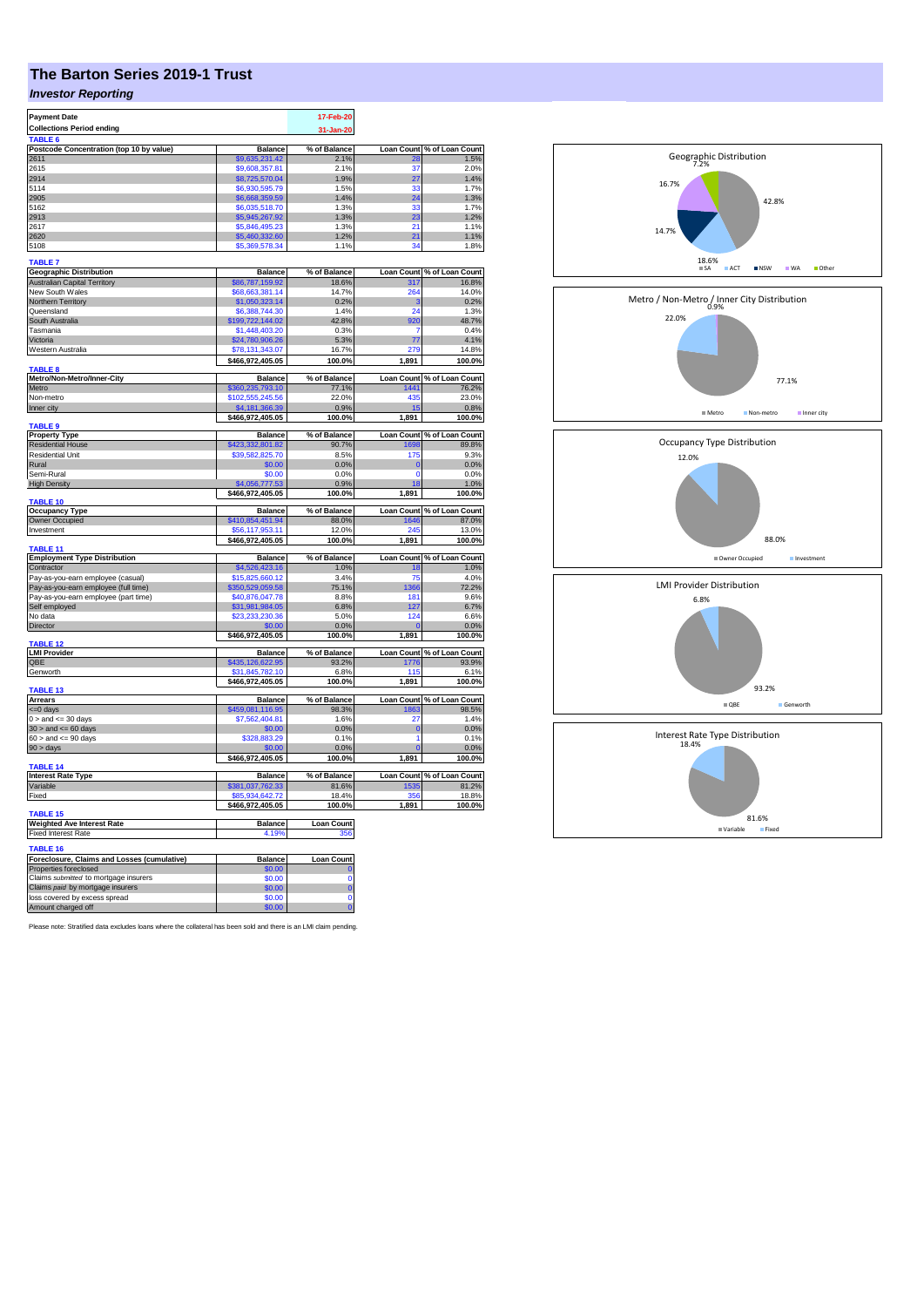# The Barton Series 2019-1 Trust

## *Investor Reporting*

| Payment Date | 17-Feb-20 |
|---|---|
| Collections Period ending | 31-Jan-20 |

**TABLE 6**

| Postcode Concentration (top 10 by value) | Balance | % of Balance | Loan Count | % of Loan Count |
|---|---|---|---|---|
| 2611 | $9,635,231.42 | 2.1% | 28 | 1.5% |
| 2615 | $9,608,357.81 | 2.1% | 37 | 2.0% |
| 2914 | $8,725,570.04 | 1.9% | 27 | 1.4% |
| 5114 | $6,930,595.79 | 1.5% | 33 | 1.7% |
| 2905 | $6,668,359.59 | 1.4% | 24 | 1.3% |
| 5162 | $6,035,518.70 | 1.3% | 33 | 1.7% |
| 2913 | $5,945,267.92 | 1.3% | 23 | 1.2% |
| 2617 | $5,846,495.23 | 1.3% | 21 | 1.1% |
| 2620 | $5,460,332.60 | 1.2% | 21 | 1.1% |
| 5108 | $5,369,578.34 | 1.1% | 34 | 1.8% |

**TABLE 7**

| Geographic Distribution | Balance | % of Balance | Loan Count | % of Loan Count |
|---|---|---|---|---|
| Australian Capital Territory | $86,787,159.92 | 18.6% | 317 | 16.8% |
| New South Wales | $68,663,381.14 | 14.7% | 264 | 14.0% |
| Northern Territory | $1,050,323.14 | 0.2% | 3 | 0.2% |
| Queensland | $6,388,744.30 | 1.4% | 24 | 1.3% |
| South Australia | $199,722,144.02 | 42.8% | 920 | 48.7% |
| Tasmania | $1,448,403.20 | 0.3% | 7 | 0.4% |
| Victoria | $24,780,906.26 | 5.3% | 77 | 4.1% |
| Western Australia | $78,131,343.07 | 16.7% | 279 | 14.8% |
| | $466,972,405.05 | 100.0% | 1,891 | 100.0% |

**TABLE 8**

| Metro/Non-Metro/Inner-City | Balance | % of Balance | Loan Count | % of Loan Count |
|---|---|---|---|---|
| Metro | $360,235,793.10 | 77.1% | 1441 | 76.2% |
| Non-metro | $102,555,245.56 | 22.0% | 435 | 23.0% |
| Inner city | $4,181,366.39 | 0.9% | 15 | 0.8% |
| | $466,972,405.05 | 100.0% | 1,891 | 100.0% |

**TABLE 9**

| Property Type | Balance | % of Balance | Loan Count | % of Loan Count |
|---|---|---|---|---|
| Residential House | $423,332,801.82 | 90.7% | 1698 | 89.8% |
| Residential Unit | $39,582,825.70 | 8.5% | 175 | 9.3% |
| Rural | $0.00 | 0.0% | 0 | 0.0% |
| Semi-Rural | $0.00 | 0.0% | 0 | 0.0% |
| High Density | $4,056,777.53 | 0.9% | 18 | 1.0% |
| | $466,972,405.05 | 100.0% | 1,891 | 100.0% |

**TABLE 10**

| Occupancy Type | Balance | % of Balance | Loan Count | % of Loan Count |
|---|---|---|---|---|
| Owner Occupied | $410,854,451.94 | 88.0% | 1646 | 87.0% |
| Investment | $56,117,953.11 | 12.0% | 245 | 13.0% |
| | $466,972,405.05 | 100.0% | 1,891 | 100.0% |

**TABLE 11**

| Employment Type Distribution | Balance | % of Balance | Loan Count | % of Loan Count |
|---|---|---|---|---|
| Contractor | $4,526,423.16 | 1.0% | 18 | 1.0% |
| Pay-as-you-earn employee (casual) | $15,825,660.12 | 3.4% | 75 | 4.0% |
| Pay-as-you-earn employee (full time) | $350,529,059.58 | 75.1% | 1366 | 72.2% |
| Pay-as-you-earn employee (part time) | $40,876,047.78 | 8.8% | 181 | 9.6% |
| Self employed | $31,981,984.05 | 6.8% | 127 | 6.7% |
| No data | $23,233,230.36 | 5.0% | 124 | 6.6% |
| Director | $0.00 | 0.0% | 0 | 0.0% |
| | $466,972,405.05 | 100.0% | 1,891 | 100.0% |

**TABLE 12**

| LMI Provider | Balance | % of Balance | Loan Count | % of Loan Count |
|---|---|---|---|---|
| QBE | $435,126,622.95 | 93.2% | 1776 | 93.9% |
| Genworth | $31,845,782.10 | 6.8% | 115 | 6.1% |
| | $466,972,405.05 | 100.0% | 1,891 | 100.0% |

**TABLE 13**

| Arrears | Balance | % of Balance | Loan Count | % of Loan Count |
|---|---|---|---|---|
| <=0 days | $459,081,116.95 | 98.3% | 1863 | 98.5% |
| 0 > and <= 30 days | $7,562,404.81 | 1.6% | 27 | 1.4% |
| 30 > and <= 60 days | $0.00 | 0.0% | 0 | 0.0% |
| 60 > and <= 90 days | $328,883.29 | 0.1% | 1 | 0.1% |
| 90 > days | $0.00 | 0.0% | 0 | 0.0% |
| | $466,972,405.05 | 100.0% | 1,891 | 100.0% |

**TABLE 14**

| Interest Rate Type | Balance | % of Balance | Loan Count | % of Loan Count |
|---|---|---|---|---|
| Variable | $381,037,762.33 | 81.6% | 1535 | 81.2% |
| Fixed | $85,934,642.72 | 18.4% | 356 | 18.8% |
| | $466,972,405.05 | 100.0% | 1,891 | 100.0% |

**TABLE 15**

| Weighted Ave Interest Rate | Balance | Loan Count |
|---|---|---|
| Fixed Interest Rate | 4.19% | 356 |

**TABLE 16**

| Foreclosure, Claims and Losses (cumulative) | Balance | Loan Count |
|---|---|---|
| Properties foreclosed | $0.00 | 0 |
| Claims *submitted* to mortgage insurers | $0.00 | 0 |
| Claims *paid* by mortgage insurers | $0.00 | 0 |
| loss covered by excess spread | $0.00 | 0 |
| Amount charged off | $0.00 | 0 |

Please note: Stratified data excludes loans where the collateral has been sold and there is an LMI claim pending.

**Geographic Distribution**

SA 42.8%, ACT 18.6%, NSW 14.7%, WA 16.7%, Other 7.2%

**Metro / Non-Metro / Inner City Distribution**

Metro 77.1%, Non-metro 22.0%, Inner city 0.9%

**Occupancy Type Distribution**

Owner Occupied 88.0%, Investment 12.0%

**LMI Provider Distribution**

QBE 93.2%, Genworth 6.8%

**Interest Rate Type Distribution**

Variable 81.6%, Fixed 18.4%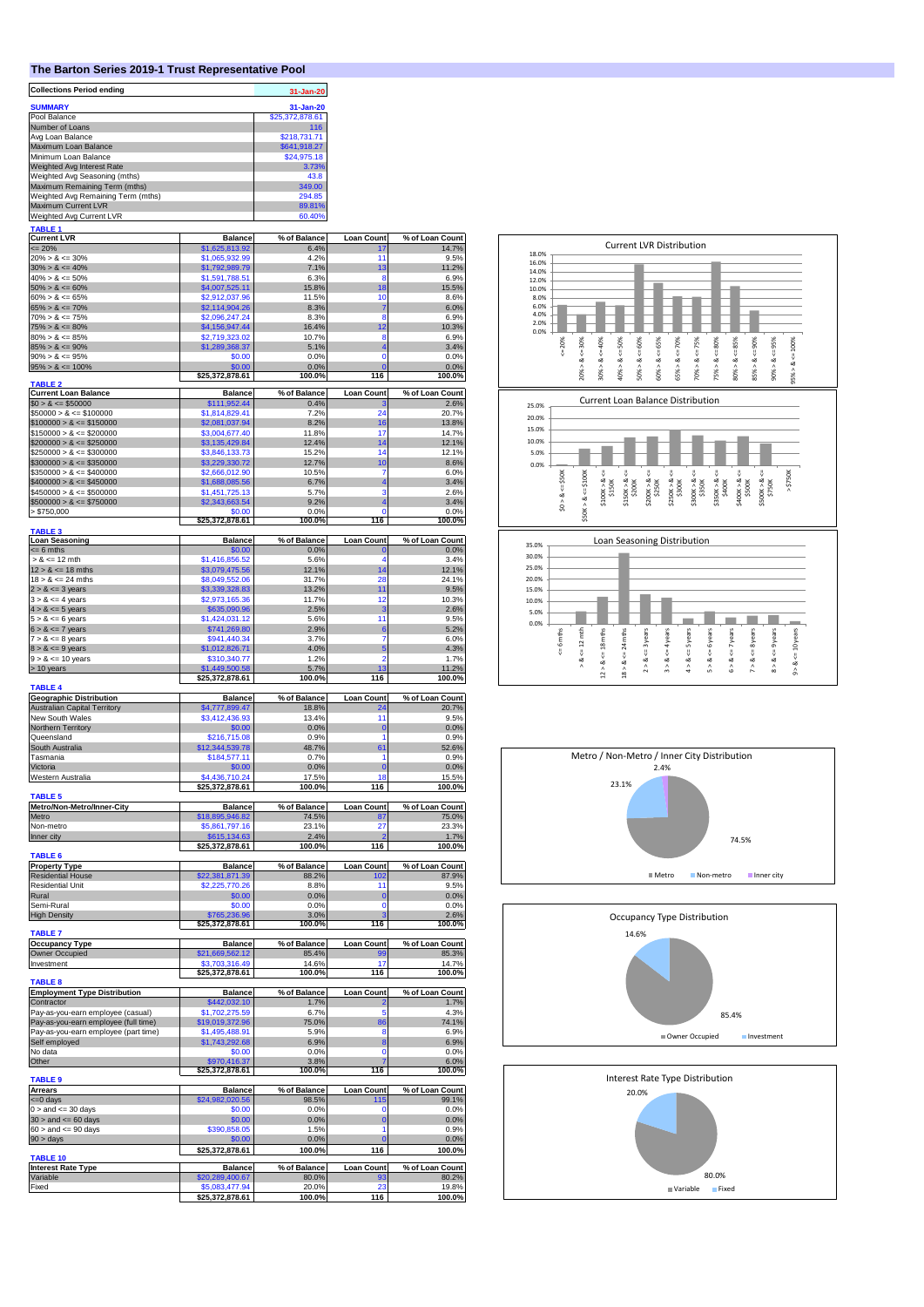# The Barton Series 2019-1 Trust Representative Pool

| Collections Period ending | 31-Jan-20 |
|---|---|

| SUMMARY | 31-Jan-20 |
|---|---|
| Pool Balance | $25,372,878.61 |
| Number of Loans | 116 |
| Avg Loan Balance | $218,731.71 |
| Maximum Loan Balance | $641,918.27 |
| Minimum Loan Balance | $24,975.18 |
| Weighted Avg Interest Rate | 3.73% |
| Weighted Avg Seasoning (mths) | 43.8 |
| Maximum Remaining Term (mths) | 349.00 |
| Weighted Avg Remaining Term (mths) | 294.85 |
| Maximum Current LVR | 89.81% |
| Weighted Avg Current LVR | 60.40% |

TABLE 1

| Current LVR | Balance | % of Balance | Loan Count | % of Loan Count |
|---|---|---|---|---|
| <= 20% | $1,625,813.92 | 6.4% | 17 | 14.7% |
| 20% > & <= 30% | $1,065,932.99 | 4.2% | 11 | 9.5% |
| 30% > & <= 40% | $1,792,989.79 | 7.1% | 13 | 11.2% |
| 40% > & <= 50% | $1,591,788.51 | 6.3% | 8 | 6.9% |
| 50% > & <= 60% | $4,007,525.11 | 15.8% | 18 | 15.5% |
| 60% > & <= 65% | $2,912,037.96 | 11.5% | 10 | 8.6% |
| 65% > & <= 70% | $2,114,904.26 | 8.3% | 7 | 6.0% |
| 70% > & <= 75% | $2,096,247.24 | 8.3% | 8 | 6.9% |
| 75% > & <= 80% | $4,156,947.44 | 16.4% | 12 | 10.3% |
| 80% > & <= 85% | $2,719,323.02 | 10.7% | 8 | 6.9% |
| 85% > & <= 90% | $1,289,368.37 | 5.1% | 4 | 3.4% |
| 90% > & <= 95% | $0.00 | 0.0% | 0 | 0.0% |
| 95% > & <= 100% | $0.00 | 0.0% | 0 | 0.0% |
| | $25,372,878.61 | 100.0% | 116 | 100.0% |

TABLE 2

| Current Loan Balance | Balance | % of Balance | Loan Count | % of Loan Count |
|---|---|---|---|---|
| $0 > & <= $50000 | $111,952.44 | 0.4% | 3 | 2.6% |
| $50000 > & <= $100000 | $1,814,829.41 | 7.2% | 24 | 20.7% |
| $100000 > & <= $150000 | $2,081,037.94 | 8.2% | 16 | 13.8% |
| $150000 > & <= $200000 | $3,004,677.40 | 11.8% | 17 | 14.7% |
| $200000 > & <= $250000 | $3,135,429.84 | 12.4% | 14 | 12.1% |
| $250000 > & <= $300000 | $3,846,133.73 | 15.2% | 14 | 12.1% |
| $300000 > & <= $350000 | $3,229,330.72 | 12.7% | 10 | 8.6% |
| $350000 > & <= $400000 | $2,666,012.90 | 10.5% | 7 | 6.0% |
| $400000 > & <= $450000 | $1,688,085.56 | 6.7% | 4 | 3.4% |
| $450000 > & <= $500000 | $1,451,725.13 | 5.7% | 3 | 2.6% |
| $500000 > & <= $750000 | $2,343,663.54 | 9.2% | 4 | 3.4% |
| > $750,000 | $0.00 | 0.0% | 0 | 0.0% |
| | $25,372,878.61 | 100.0% | 116 | 100.0% |

TABLE 3

| Loan Seasoning | Balance | % of Balance | Loan Count | % of Loan Count |
|---|---|---|---|---|
| <= 6 mths | $0.00 | 0.0% | 0 | 0.0% |
| > & <= 12 mth | $1,416,856.52 | 5.6% | 4 | 3.4% |
| 12 > & <= 18 mths | $3,079,475.56 | 12.1% | 14 | 12.1% |
| 18 > & <= 24 mths | $8,049,552.06 | 31.7% | 28 | 24.1% |
| 2 > & <= 3 years | $3,339,328.83 | 13.2% | 11 | 9.5% |
| 3 > & <= 4 years | $2,973,165.36 | 11.7% | 12 | 10.3% |
| 4 > & <= 5 years | $635,090.96 | 2.5% | 3 | 2.6% |
| 5 > & <= 6 years | $1,424,031.12 | 5.6% | 11 | 9.5% |
| 6 > & <= 7 years | $741,269.80 | 2.9% | 6 | 5.2% |
| 7 > & <= 8 years | $941,440.34 | 3.7% | 7 | 6.0% |
| 8 > & <= 9 years | $1,012,826.71 | 4.0% | 5 | 4.3% |
| 9 > & <= 10 years | $310,340.77 | 1.2% | 2 | 1.7% |
| > 10 years | $1,449,500.58 | 5.7% | 13 | 11.2% |
| | $25,372,878.61 | 100.0% | 116 | 100.0% |

TABLE 4

| Geographic Distribution | Balance | % of Balance | Loan Count | % of Loan Count |
|---|---|---|---|---|
| Australian Capital Territory | $4,777,899.47 | 18.8% | 24 | 20.7% |
| New South Wales | $3,412,436.93 | 13.4% | 11 | 9.5% |
| Northern Territory | $0.00 | 0.0% | 0 | 0.0% |
| Queensland | $216,715.08 | 0.9% | 1 | 0.9% |
| South Australia | $12,344,539.78 | 48.7% | 61 | 52.6% |
| Tasmania | $184,577.11 | 0.7% | 1 | 0.9% |
| Victoria | $0.00 | 0.0% | 0 | 0.0% |
| Western Australia | $4,436,710.24 | 17.5% | 18 | 15.5% |
| | $25,372,878.61 | 100.0% | 116 | 100.0% |

TABLE 5

| Metro/Non-Metro/Inner-City | Balance | % of Balance | Loan Count | % of Loan Count |
|---|---|---|---|---|
| Metro | $18,895,946.82 | 74.5% | 87 | 75.0% |
| Non-metro | $5,861,797.16 | 23.1% | 27 | 23.3% |
| Inner city | $615,134.63 | 2.4% | 2 | 1.7% |
| | $25,372,878.61 | 100.0% | 116 | 100.0% |

TABLE 6

| Property Type | Balance | % of Balance | Loan Count | % of Loan Count |
|---|---|---|---|---|
| Residential House | $22,381,871.39 | 88.2% | 102 | 87.9% |
| Residential Unit | $2,225,770.26 | 8.8% | 11 | 9.5% |
| Rural | $0.00 | 0.0% | 0 | 0.0% |
| Semi-Rural | $0.00 | 0.0% | 0 | 0.0% |
| High Density | $765,236.96 | 3.0% | 3 | 2.6% |
| | $25,372,878.61 | 100.0% | 116 | 100.0% |

TABLE 7

| Occupancy Type | Balance | % of Balance | Loan Count | % of Loan Count |
|---|---|---|---|---|
| Owner Occupied | $21,669,562.12 | 85.4% | 99 | 85.3% |
| Investment | $3,703,316.49 | 14.6% | 17 | 14.7% |
| | $25,372,878.61 | 100.0% | 116 | 100.0% |

TABLE 8

| Employment Type Distribution | Balance | % of Balance | Loan Count | % of Loan Count |
|---|---|---|---|---|
| Contractor | $442,032.10 | 1.7% | 2 | 1.7% |
| Pay-as-you-earn employee (casual) | $1,702,275.59 | 6.7% | 5 | 4.3% |
| Pay-as-you-earn employee (full time) | $19,019,372.96 | 75.0% | 86 | 74.1% |
| Pay-as-you-earn employee (part time) | $1,495,488.91 | 5.9% | 8 | 6.9% |
| Self employed | $1,743,292.68 | 6.9% | 8 | 6.9% |
| No data | $0.00 | 0.0% | 0 | 0.0% |
| Other | $970,416.37 | 3.8% | 7 | 6.0% |
| | $25,372,878.61 | 100.0% | 116 | 100.0% |

TABLE 9

| Arrears | Balance | % of Balance | Loan Count | % of Loan Count |
|---|---|---|---|---|
| <=0 days | $24,982,020.56 | 98.5% | 115 | 99.1% |
| 0 > and <= 30 days | $0.00 | 0.0% | 0 | 0.0% |
| 30 > and <= 60 days | $0.00 | 0.0% | 0 | 0.0% |
| 60 > and <= 90 days | $390,858.05 | 1.5% | 1 | 0.9% |
| 90 > days | $0.00 | 0.0% | 0 | 0.0% |
| | $25,372,878.61 | 100.0% | 116 | 100.0% |

TABLE 10

| Interest Rate Type | Balance | % of Balance | Loan Count | % of Loan Count |
|---|---|---|---|---|
| Variable | $20,289,400.67 | 80.0% | 93 | 80.2% |
| Fixed | $5,083,477.94 | 20.0% | 23 | 19.8% |
| | $25,372,878.61 | 100.0% | 116 | 100.0% |

Current LVR Distribution

Current Loan Balance Distribution

Loan Seasoning Distribution

Metro / Non-Metro / Inner City Distribution
2.4%
23.1%
74.5%
Metro Non-metro Inner city

Occupancy Type Distribution
14.6%
85.4%
Owner Occupied Investment

Interest Rate Type Distribution
20.0%
80.0%
Variable Fixed